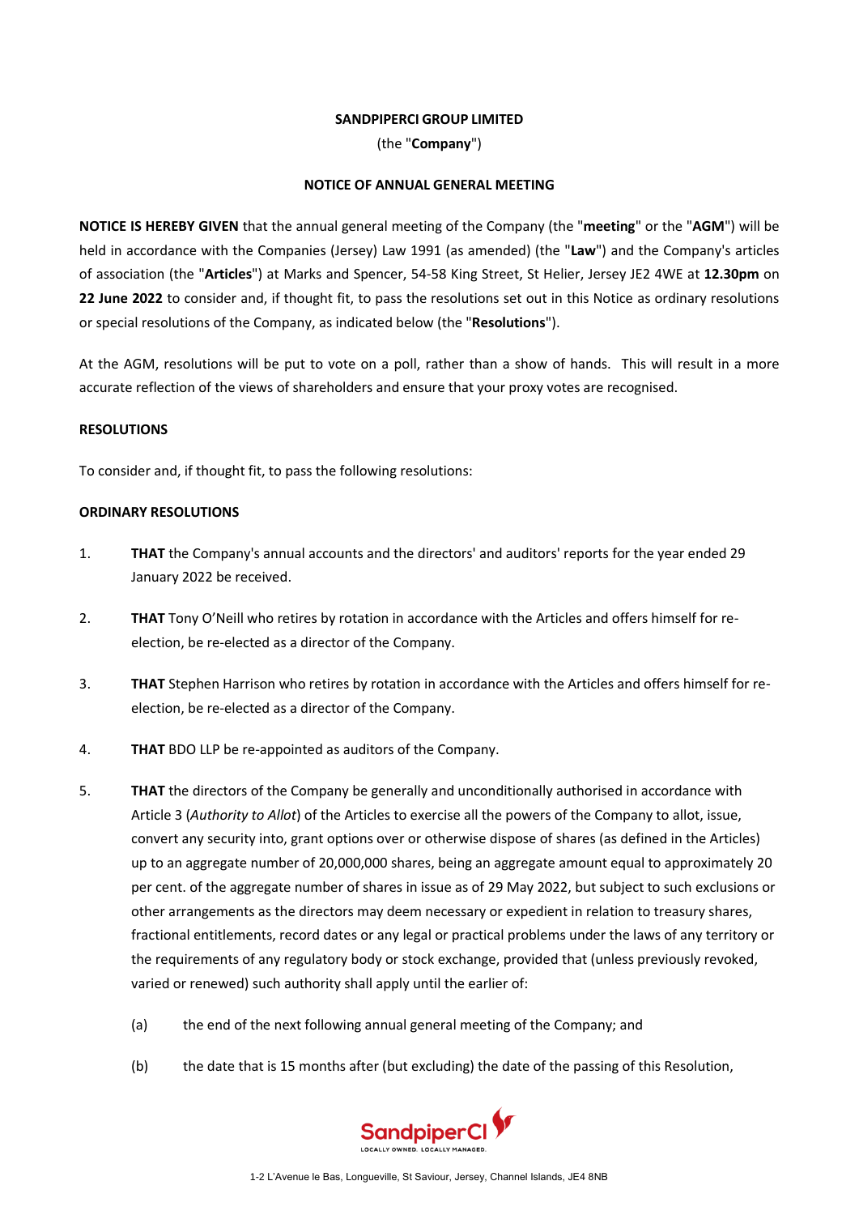**SANDPIPERCI GROUP LIMITED**

(the "**Company**")

**NOTICE OF ANNUAL GENERAL MEETING**

**NOTICE IS HEREBY GIVEN** that the annual general meeting of the Company (the "**meeting**" or the "**AGM**") will be held in accordance with the Companies (Jersey) Law 1991 (as amended) (the "**Law**") and the Company's articles of association (the "**Articles**") at Marks and Spencer, 54-58 King Street, St Helier, Jersey JE2 4WE at **12.30pm** on **22 June 2022** to consider and, if thought fit, to pass the resolutions set out in this Notice as ordinary resolutions or special resolutions of the Company, as indicated below (the "**Resolutions**").

At the AGM, resolutions will be put to vote on a poll, rather than a show of hands. This will result in a more accurate reflection of the views of shareholders and ensure that your proxy votes are recognised.

**RESOLUTIONS**

To consider and, if thought fit, to pass the following resolutions:

**ORDINARY RESOLUTIONS**

1. **THAT** the Company's annual accounts and the directors' and auditors' reports for the year ended 29 January 2022 be received.

2. **THAT** Tony O'Neill who retires by rotation in accordance with the Articles and offers himself for re-election, be re-elected as a director of the Company.

3. **THAT** Stephen Harrison who retires by rotation in accordance with the Articles and offers himself for re-election, be re-elected as a director of the Company.

4. **THAT** BDO LLP be re-appointed as auditors of the Company.

5. **THAT** the directors of the Company be generally and unconditionally authorised in accordance with Article 3 (*Authority to Allot*) of the Articles to exercise all the powers of the Company to allot, issue, convert any security into, grant options over or otherwise dispose of shares (as defined in the Articles) up to an aggregate number of 20,000,000 shares, being an aggregate amount equal to approximately 20 per cent. of the aggregate number of shares in issue as of 29 May 2022, but subject to such exclusions or other arrangements as the directors may deem necessary or expedient in relation to treasury shares, fractional entitlements, record dates or any legal or practical problems under the laws of any territory or the requirements of any regulatory body or stock exchange, provided that (unless previously revoked, varied or renewed) such authority shall apply until the earlier of:

   (a) the end of the next following annual general meeting of the Company; and

   (b) the date that is 15 months after (but excluding) the date of the passing of this Resolution,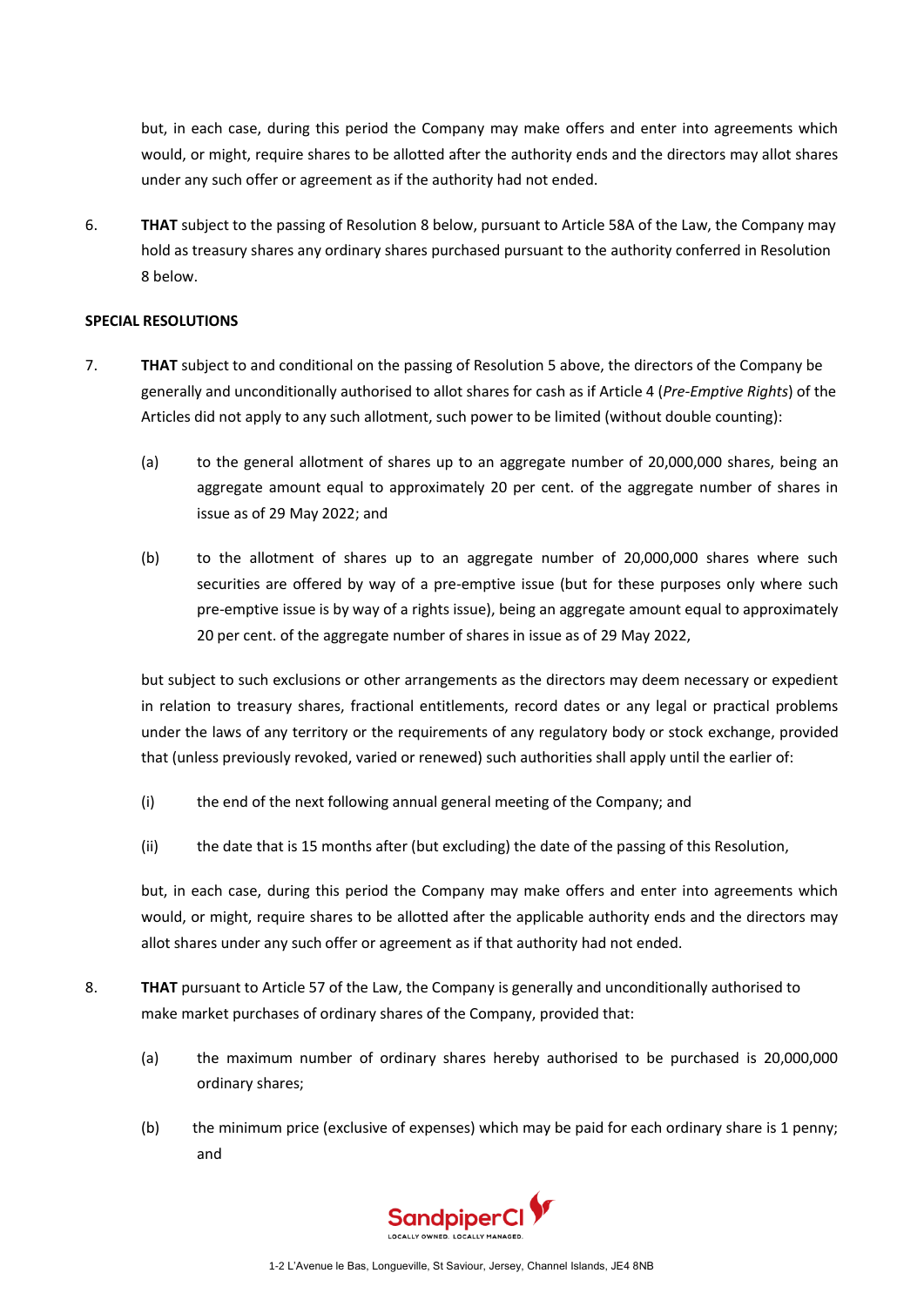but, in each case, during this period the Company may make offers and enter into agreements which would, or might, require shares to be allotted after the authority ends and the directors may allot shares under any such offer or agreement as if the authority had not ended.

6. **THAT** subject to the passing of Resolution 8 below, pursuant to Article 58A of the Law, the Company may hold as treasury shares any ordinary shares purchased pursuant to the authority conferred in Resolution 8 below.

**SPECIAL RESOLUTIONS**

7. **THAT** subject to and conditional on the passing of Resolution 5 above, the directors of the Company be generally and unconditionally authorised to allot shares for cash as if Article 4 (*Pre-Emptive Rights*) of the Articles did not apply to any such allotment, such power to be limited (without double counting):

   (a) to the general allotment of shares up to an aggregate number of 20,000,000 shares, being an aggregate amount equal to approximately 20 per cent. of the aggregate number of shares in issue as of 29 May 2022; and

   (b) to the allotment of shares up to an aggregate number of 20,000,000 shares where such securities are offered by way of a pre-emptive issue (but for these purposes only where such pre-emptive issue is by way of a rights issue), being an aggregate amount equal to approximately 20 per cent. of the aggregate number of shares in issue as of 29 May 2022,

   but subject to such exclusions or other arrangements as the directors may deem necessary or expedient in relation to treasury shares, fractional entitlements, record dates or any legal or practical problems under the laws of any territory or the requirements of any regulatory body or stock exchange, provided that (unless previously revoked, varied or renewed) such authorities shall apply until the earlier of:

   (i) the end of the next following annual general meeting of the Company; and

   (ii) the date that is 15 months after (but excluding) the date of the passing of this Resolution,

   but, in each case, during this period the Company may make offers and enter into agreements which would, or might, require shares to be allotted after the applicable authority ends and the directors may allot shares under any such offer or agreement as if that authority had not ended.

8. **THAT** pursuant to Article 57 of the Law, the Company is generally and unconditionally authorised to make market purchases of ordinary shares of the Company, provided that:

   (a) the maximum number of ordinary shares hereby authorised to be purchased is 20,000,000 ordinary shares;

   (b) the minimum price (exclusive of expenses) which may be paid for each ordinary share is 1 penny; and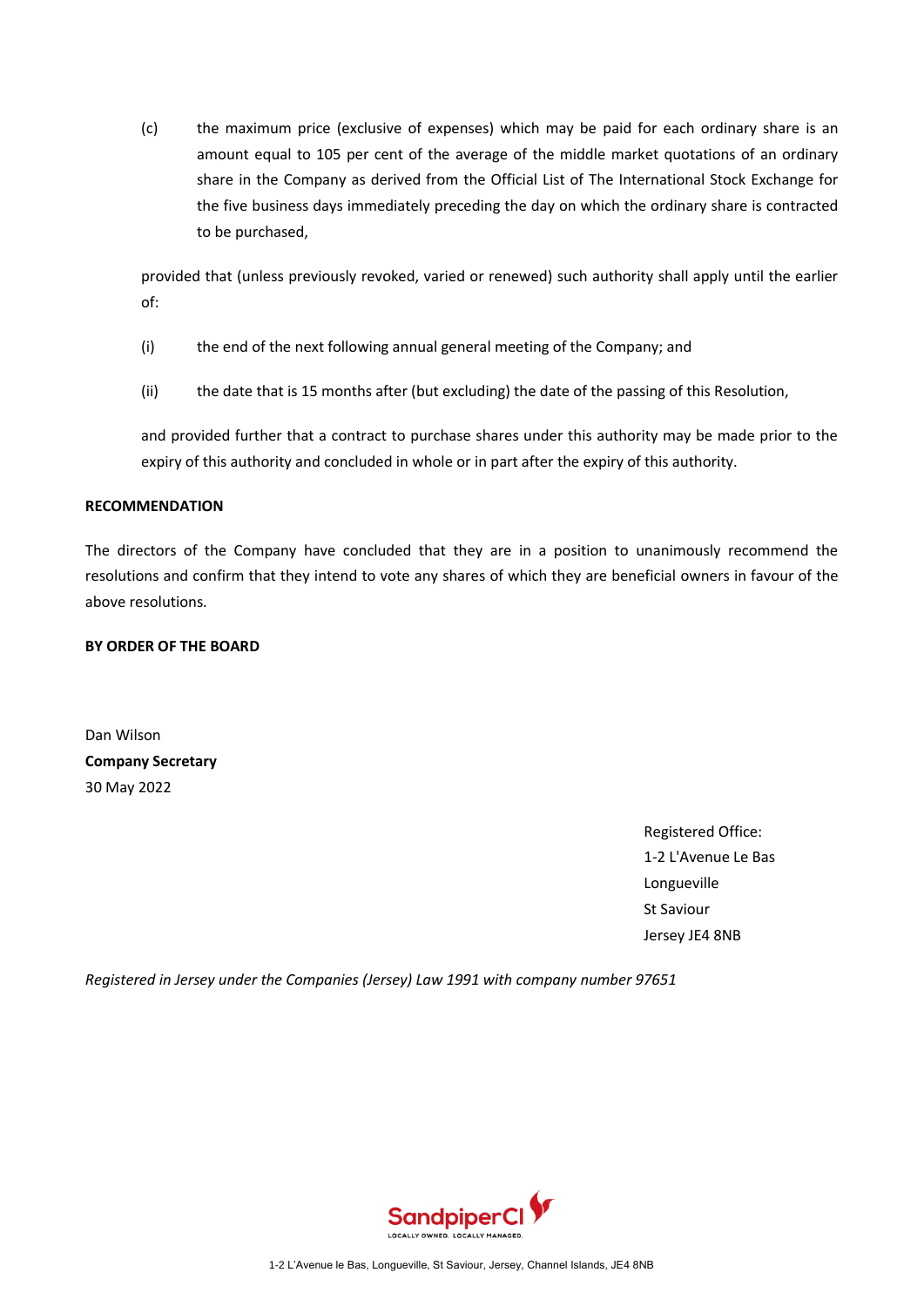(c) the maximum price (exclusive of expenses) which may be paid for each ordinary share is an amount equal to 105 per cent of the average of the middle market quotations of an ordinary share in the Company as derived from the Official List of The International Stock Exchange for the five business days immediately preceding the day on which the ordinary share is contracted to be purchased,

provided that (unless previously revoked, varied or renewed) such authority shall apply until the earlier of:

(i) the end of the next following annual general meeting of the Company; and

(ii) the date that is 15 months after (but excluding) the date of the passing of this Resolution,

and provided further that a contract to purchase shares under this authority may be made prior to the expiry of this authority and concluded in whole or in part after the expiry of this authority.

**RECOMMENDATION**

The directors of the Company have concluded that they are in a position to unanimously recommend the resolutions and confirm that they intend to vote any shares of which they are beneficial owners in favour of the above resolutions.

**BY ORDER OF THE BOARD**

Dan Wilson
**Company Secretary**
30 May 2022

Registered Office:
1-2 L'Avenue Le Bas
Longueville
St Saviour
Jersey JE4 8NB

*Registered in Jersey under the Companies (Jersey) Law 1991 with company number 97651*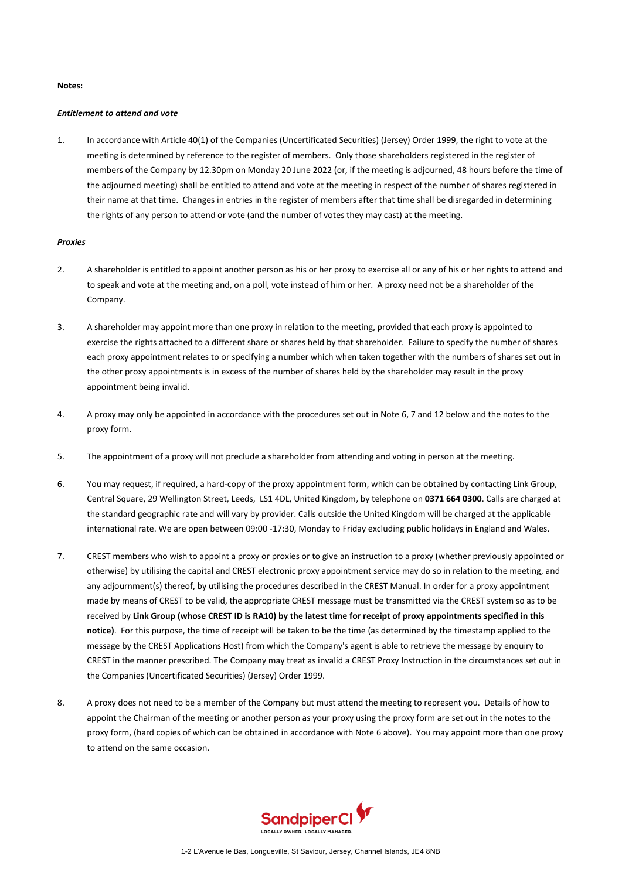**Notes:**

***Entitlement to attend and vote***

1. In accordance with Article 40(1) of the Companies (Uncertificated Securities) (Jersey) Order 1999, the right to vote at the meeting is determined by reference to the register of members. Only those shareholders registered in the register of members of the Company by 12.30pm on Monday 20 June 2022 (or, if the meeting is adjourned, 48 hours before the time of the adjourned meeting) shall be entitled to attend and vote at the meeting in respect of the number of shares registered in their name at that time. Changes in entries in the register of members after that time shall be disregarded in determining the rights of any person to attend or vote (and the number of votes they may cast) at the meeting.

***Proxies***

2. A shareholder is entitled to appoint another person as his or her proxy to exercise all or any of his or her rights to attend and to speak and vote at the meeting and, on a poll, vote instead of him or her. A proxy need not be a shareholder of the Company.

3. A shareholder may appoint more than one proxy in relation to the meeting, provided that each proxy is appointed to exercise the rights attached to a different share or shares held by that shareholder. Failure to specify the number of shares each proxy appointment relates to or specifying a number which when taken together with the numbers of shares set out in the other proxy appointments is in excess of the number of shares held by the shareholder may result in the proxy appointment being invalid.

4. A proxy may only be appointed in accordance with the procedures set out in Note 6, 7 and 12 below and the notes to the proxy form.

5. The appointment of a proxy will not preclude a shareholder from attending and voting in person at the meeting.

6. You may request, if required, a hard-copy of the proxy appointment form, which can be obtained by contacting Link Group, Central Square, 29 Wellington Street, Leeds, LS1 4DL, United Kingdom, by telephone on **0371 664 0300**. Calls are charged at the standard geographic rate and will vary by provider. Calls outside the United Kingdom will be charged at the applicable international rate. We are open between 09:00 -17:30, Monday to Friday excluding public holidays in England and Wales.

7. CREST members who wish to appoint a proxy or proxies or to give an instruction to a proxy (whether previously appointed or otherwise) by utilising the capital and CREST electronic proxy appointment service may do so in relation to the meeting, and any adjournment(s) thereof, by utilising the procedures described in the CREST Manual. In order for a proxy appointment made by means of CREST to be valid, the appropriate CREST message must be transmitted via the CREST system so as to be received by **Link Group (whose CREST ID is RA10) by the latest time for receipt of proxy appointments specified in this notice)**. For this purpose, the time of receipt will be taken to be the time (as determined by the timestamp applied to the message by the CREST Applications Host) from which the Company's agent is able to retrieve the message by enquiry to CREST in the manner prescribed. The Company may treat as invalid a CREST Proxy Instruction in the circumstances set out in the Companies (Uncertificated Securities) (Jersey) Order 1999.

8. A proxy does not need to be a member of the Company but must attend the meeting to represent you. Details of how to appoint the Chairman of the meeting or another person as your proxy using the proxy form are set out in the notes to the proxy form, (hard copies of which can be obtained in accordance with Note 6 above). You may appoint more than one proxy to attend on the same occasion.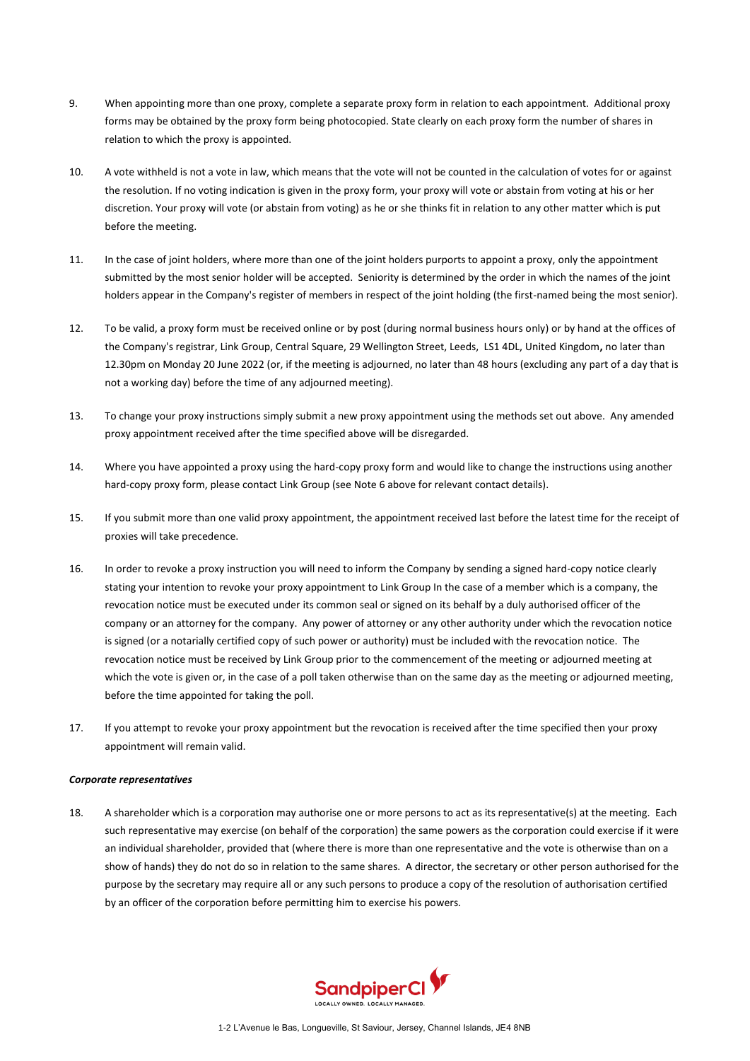9. When appointing more than one proxy, complete a separate proxy form in relation to each appointment. Additional proxy forms may be obtained by the proxy form being photocopied. State clearly on each proxy form the number of shares in relation to which the proxy is appointed.

10. A vote withheld is not a vote in law, which means that the vote will not be counted in the calculation of votes for or against the resolution. If no voting indication is given in the proxy form, your proxy will vote or abstain from voting at his or her discretion. Your proxy will vote (or abstain from voting) as he or she thinks fit in relation to any other matter which is put before the meeting.

11. In the case of joint holders, where more than one of the joint holders purports to appoint a proxy, only the appointment submitted by the most senior holder will be accepted. Seniority is determined by the order in which the names of the joint holders appear in the Company's register of members in respect of the joint holding (the first-named being the most senior).

12. To be valid, a proxy form must be received online or by post (during normal business hours only) or by hand at the offices of the Company's registrar, Link Group, Central Square, 29 Wellington Street, Leeds, LS1 4DL, United Kingdom**,** no later than 12.30pm on Monday 20 June 2022 (or, if the meeting is adjourned, no later than 48 hours (excluding any part of a day that is not a working day) before the time of any adjourned meeting).

13. To change your proxy instructions simply submit a new proxy appointment using the methods set out above. Any amended proxy appointment received after the time specified above will be disregarded.

14. Where you have appointed a proxy using the hard-copy proxy form and would like to change the instructions using another hard-copy proxy form, please contact Link Group (see Note 6 above for relevant contact details).

15. If you submit more than one valid proxy appointment, the appointment received last before the latest time for the receipt of proxies will take precedence.

16. In order to revoke a proxy instruction you will need to inform the Company by sending a signed hard-copy notice clearly stating your intention to revoke your proxy appointment to Link Group In the case of a member which is a company, the revocation notice must be executed under its common seal or signed on its behalf by a duly authorised officer of the company or an attorney for the company. Any power of attorney or any other authority under which the revocation notice is signed (or a notarially certified copy of such power or authority) must be included with the revocation notice. The revocation notice must be received by Link Group prior to the commencement of the meeting or adjourned meeting at which the vote is given or, in the case of a poll taken otherwise than on the same day as the meeting or adjourned meeting, before the time appointed for taking the poll.

17. If you attempt to revoke your proxy appointment but the revocation is received after the time specified then your proxy appointment will remain valid.

***Corporate representatives***

18. A shareholder which is a corporation may authorise one or more persons to act as its representative(s) at the meeting. Each such representative may exercise (on behalf of the corporation) the same powers as the corporation could exercise if it were an individual shareholder, provided that (where there is more than one representative and the vote is otherwise than on a show of hands) they do not do so in relation to the same shares. A director, the secretary or other person authorised for the purpose by the secretary may require all or any such persons to produce a copy of the resolution of authorisation certified by an officer of the corporation before permitting him to exercise his powers.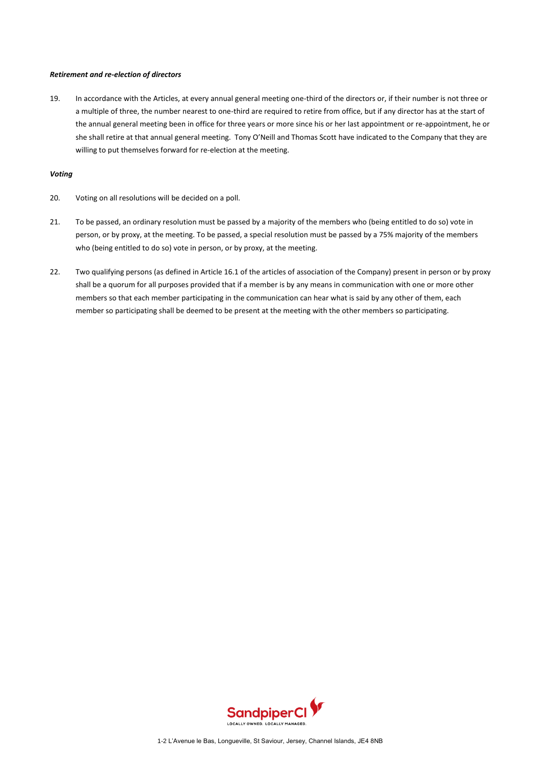***Retirement and re-election of directors***

19. In accordance with the Articles, at every annual general meeting one-third of the directors or, if their number is not three or a multiple of three, the number nearest to one-third are required to retire from office, but if any director has at the start of the annual general meeting been in office for three years or more since his or her last appointment or re-appointment, he or she shall retire at that annual general meeting. Tony O'Neill and Thomas Scott have indicated to the Company that they are willing to put themselves forward for re-election at the meeting.

***Voting***

20. Voting on all resolutions will be decided on a poll.

21. To be passed, an ordinary resolution must be passed by a majority of the members who (being entitled to do so) vote in person, or by proxy, at the meeting. To be passed, a special resolution must be passed by a 75% majority of the members who (being entitled to do so) vote in person, or by proxy, at the meeting.

22. Two qualifying persons (as defined in Article 16.1 of the articles of association of the Company) present in person or by proxy shall be a quorum for all purposes provided that if a member is by any means in communication with one or more other members so that each member participating in the communication can hear what is said by any other of them, each member so participating shall be deemed to be present at the meeting with the other members so participating.